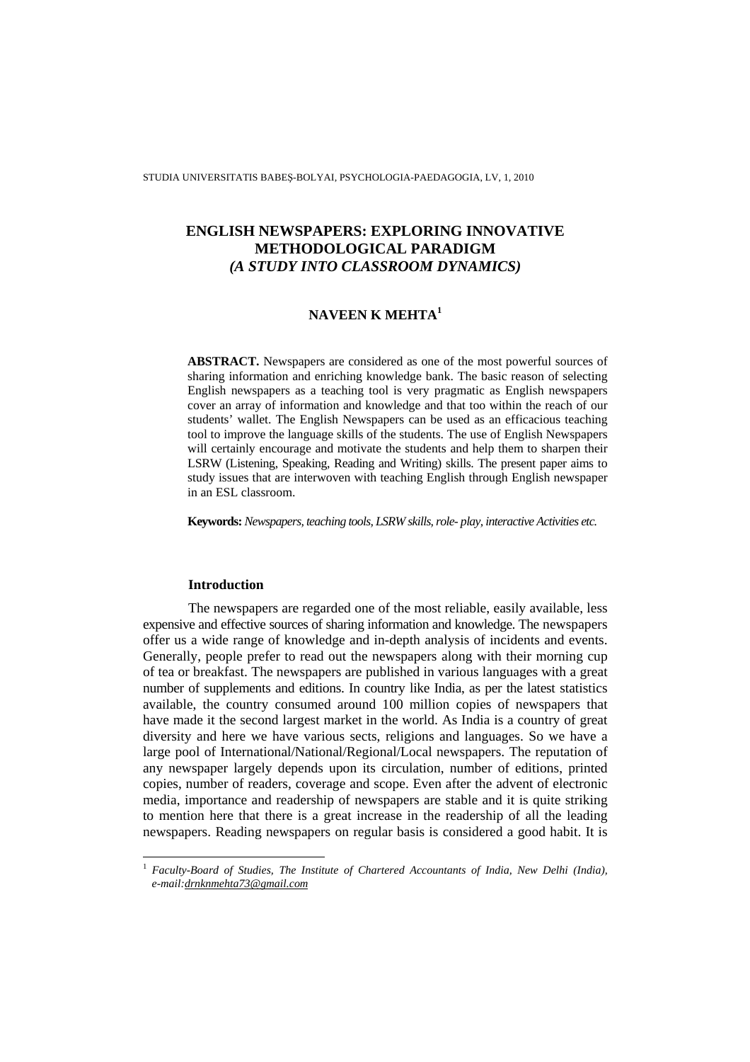# ENGLISH NEWSPAPERS: EXPLORING INNOVATIVE METHODOLOGICAL PARADIGM
## *(A STUDY INTO CLASSROOM DYNAMICS)*

**NAVEEN K MEHTA**[1]

**ABSTRACT.** Newspapers are considered as one of the most powerful sources of sharing information and enriching knowledge bank. The basic reason of selecting English newspapers as a teaching tool is very pragmatic as English newspapers cover an array of information and knowledge and that too within the reach of our students' wallet. The English Newspapers can be used as an efficacious teaching tool to improve the language skills of the students. The use of English Newspapers will certainly encourage and motivate the students and help them to sharpen their LSRW (Listening, Speaking, Reading and Writing) skills. The present paper aims to study issues that are interwoven with teaching English through English newspaper in an ESL classroom.

**Keywords:** *Newspapers, teaching tools, LSRW skills, role- play, interactive Activities etc.*

### Introduction

The newspapers are regarded one of the most reliable, easily available, less expensive and effective sources of sharing information and knowledge. The newspapers offer us a wide range of knowledge and in-depth analysis of incidents and events. Generally, people prefer to read out the newspapers along with their morning cup of tea or breakfast. The newspapers are published in various languages with a great number of supplements and editions. In country like India, as per the latest statistics available, the country consumed around 100 million copies of newspapers that have made it the second largest market in the world. As India is a country of great diversity and here we have various sects, religions and languages. So we have a large pool of International/National/Regional/Local newspapers. The reputation of any newspaper largely depends upon its circulation, number of editions, printed copies, number of readers, coverage and scope. Even after the advent of electronic media, importance and readership of newspapers are stable and it is quite striking to mention here that there is a great increase in the readership of all the leading newspapers. Reading newspapers on regular basis is considered a good habit. It is

---

[1] *Faculty-Board of Studies, The Institute of Chartered Accountants of India, New Delhi (India), e-mail:drnknmehta73@gmail.com*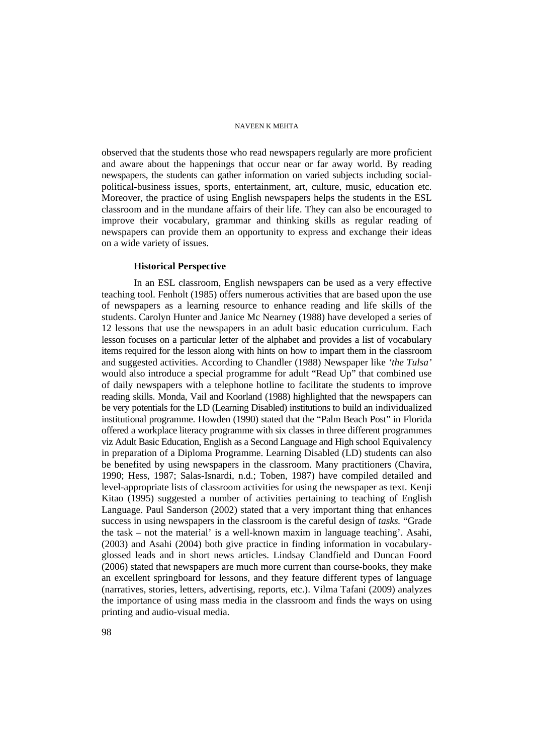observed that the students those who read newspapers regularly are more proficient and aware about the happenings that occur near or far away world. By reading newspapers, the students can gather information on varied subjects including social-political-business issues, sports, entertainment, art, culture, music, education etc. Moreover, the practice of using English newspapers helps the students in the ESL classroom and in the mundane affairs of their life. They can also be encouraged to improve their vocabulary, grammar and thinking skills as regular reading of newspapers can provide them an opportunity to express and exchange their ideas on a wide variety of issues.

### Historical Perspective

In an ESL classroom, English newspapers can be used as a very effective teaching tool. Fenholt (1985) offers numerous activities that are based upon the use of newspapers as a learning resource to enhance reading and life skills of the students. Carolyn Hunter and Janice Mc Nearney (1988) have developed a series of 12 lessons that use the newspapers in an adult basic education curriculum. Each lesson focuses on a particular letter of the alphabet and provides a list of vocabulary items required for the lesson along with hints on how to impart them in the classroom and suggested activities. According to Chandler (1988) Newspaper like *'the Tulsa'* would also introduce a special programme for adult "Read Up" that combined use of daily newspapers with a telephone hotline to facilitate the students to improve reading skills. Monda, Vail and Koorland (1988) highlighted that the newspapers can be very potentials for the LD (Learning Disabled) institutions to build an individualized institutional programme. Howden (1990) stated that the "Palm Beach Post" in Florida offered a workplace literacy programme with six classes in three different programmes viz Adult Basic Education, English as a Second Language and High school Equivalency in preparation of a Diploma Programme. Learning Disabled (LD) students can also be benefited by using newspapers in the classroom. Many practitioners (Chavira, 1990; Hess, 1987; Salas-Isnardi, n.d.; Toben, 1987) have compiled detailed and level-appropriate lists of classroom activities for using the newspaper as text. Kenji Kitao (1995) suggested a number of activities pertaining to teaching of English Language. Paul Sanderson (2002) stated that a very important thing that enhances success in using newspapers in the classroom is the careful design of *tasks.* "Grade the task – not the material' is a well-known maxim in language teaching'. Asahi, (2003) and Asahi (2004) both give practice in finding information in vocabulary-glossed leads and in short news articles. Lindsay Clandfield and Duncan Foord (2006) stated that newspapers are much more current than course-books, they make an excellent springboard for lessons, and they feature different types of language (narratives, stories, letters, advertising, reports, etc.). Vilma Tafani (2009) analyzes the importance of using mass media in the classroom and finds the ways on using printing and audio-visual media.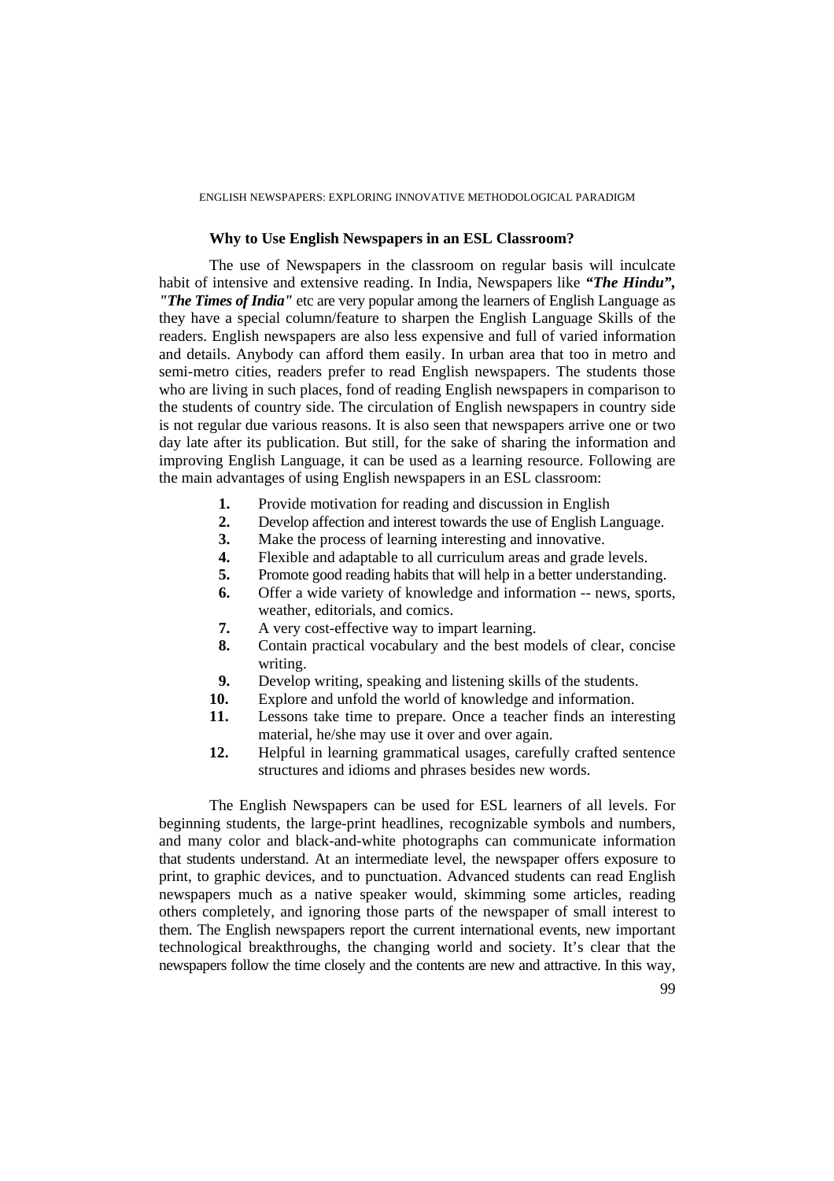### Why to Use English Newspapers in an ESL Classroom?

The use of Newspapers in the classroom on regular basis will inculcate habit of intensive and extensive reading. In India, Newspapers like ***"The Hindu"***, ***"The Times of India"*** etc are very popular among the learners of English Language as they have a special column/feature to sharpen the English Language Skills of the readers. English newspapers are also less expensive and full of varied information and details. Anybody can afford them easily. In urban area that too in metro and semi-metro cities, readers prefer to read English newspapers. The students those who are living in such places, fond of reading English newspapers in comparison to the students of country side. The circulation of English newspapers in country side is not regular due various reasons. It is also seen that newspapers arrive one or two day late after its publication. But still, for the sake of sharing the information and improving English Language, it can be used as a learning resource. Following are the main advantages of using English newspapers in an ESL classroom:

1. Provide motivation for reading and discussion in English
2. Develop affection and interest towards the use of English Language.
3. Make the process of learning interesting and innovative.
4. Flexible and adaptable to all curriculum areas and grade levels.
5. Promote good reading habits that will help in a better understanding.
6. Offer a wide variety of knowledge and information -- news, sports, weather, editorials, and comics.
7. A very cost-effective way to impart learning.
8. Contain practical vocabulary and the best models of clear, concise writing.
9. Develop writing, speaking and listening skills of the students.
10. Explore and unfold the world of knowledge and information.
11. Lessons take time to prepare. Once a teacher finds an interesting material, he/she may use it over and over again.
12. Helpful in learning grammatical usages, carefully crafted sentence structures and idioms and phrases besides new words.

The English Newspapers can be used for ESL learners of all levels. For beginning students, the large-print headlines, recognizable symbols and numbers, and many color and black-and-white photographs can communicate information that students understand. At an intermediate level, the newspaper offers exposure to print, to graphic devices, and to punctuation. Advanced students can read English newspapers much as a native speaker would, skimming some articles, reading others completely, and ignoring those parts of the newspaper of small interest to them. The English newspapers report the current international events, new important technological breakthroughs, the changing world and society. It's clear that the newspapers follow the time closely and the contents are new and attractive. In this way,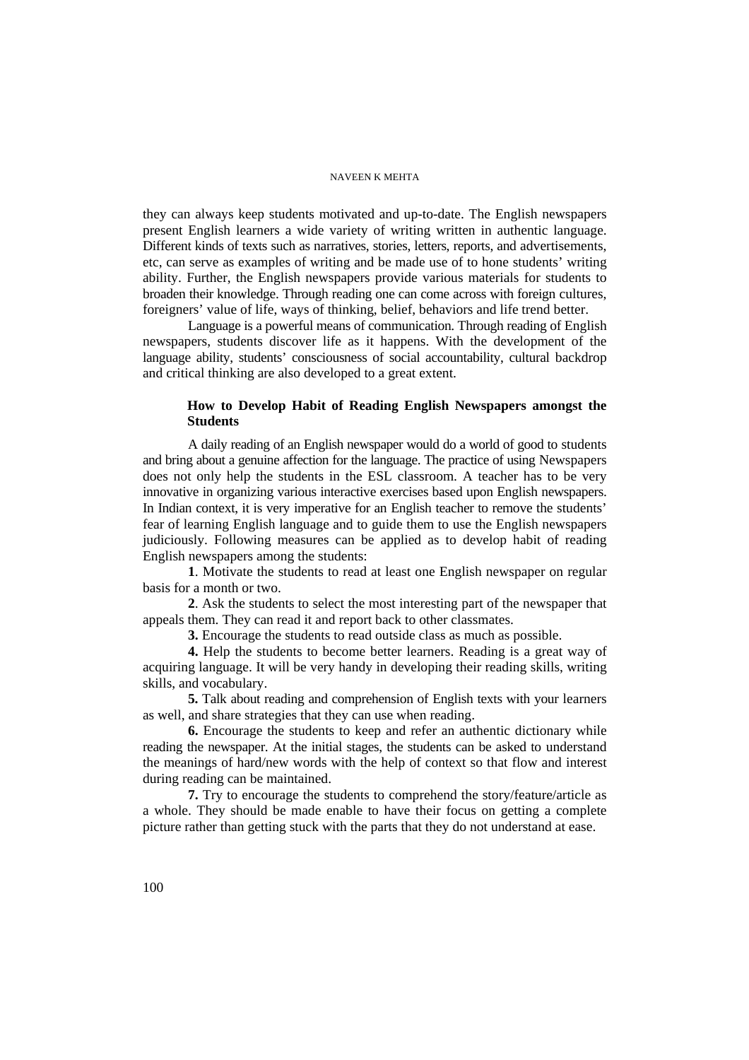they can always keep students motivated and up-to-date. The English newspapers present English learners a wide variety of writing written in authentic language. Different kinds of texts such as narratives, stories, letters, reports, and advertisements, etc, can serve as examples of writing and be made use of to hone students' writing ability. Further, the English newspapers provide various materials for students to broaden their knowledge. Through reading one can come across with foreign cultures, foreigners' value of life, ways of thinking, belief, behaviors and life trend better.

Language is a powerful means of communication. Through reading of English newspapers, students discover life as it happens. With the development of the language ability, students' consciousness of social accountability, cultural backdrop and critical thinking are also developed to a great extent.

### How to Develop Habit of Reading English Newspapers amongst the Students

A daily reading of an English newspaper would do a world of good to students and bring about a genuine affection for the language. The practice of using Newspapers does not only help the students in the ESL classroom. A teacher has to be very innovative in organizing various interactive exercises based upon English newspapers. In Indian context, it is very imperative for an English teacher to remove the students' fear of learning English language and to guide them to use the English newspapers judiciously. Following measures can be applied as to develop habit of reading English newspapers among the students:

**1**. Motivate the students to read at least one English newspaper on regular basis for a month or two.

**2**. Ask the students to select the most interesting part of the newspaper that appeals them. They can read it and report back to other classmates.

**3.** Encourage the students to read outside class as much as possible.

**4.** Help the students to become better learners. Reading is a great way of acquiring language. It will be very handy in developing their reading skills, writing skills, and vocabulary.

**5.** Talk about reading and comprehension of English texts with your learners as well, and share strategies that they can use when reading.

**6.** Encourage the students to keep and refer an authentic dictionary while reading the newspaper. At the initial stages, the students can be asked to understand the meanings of hard/new words with the help of context so that flow and interest during reading can be maintained.

**7.** Try to encourage the students to comprehend the story/feature/article as a whole. They should be made enable to have their focus on getting a complete picture rather than getting stuck with the parts that they do not understand at ease.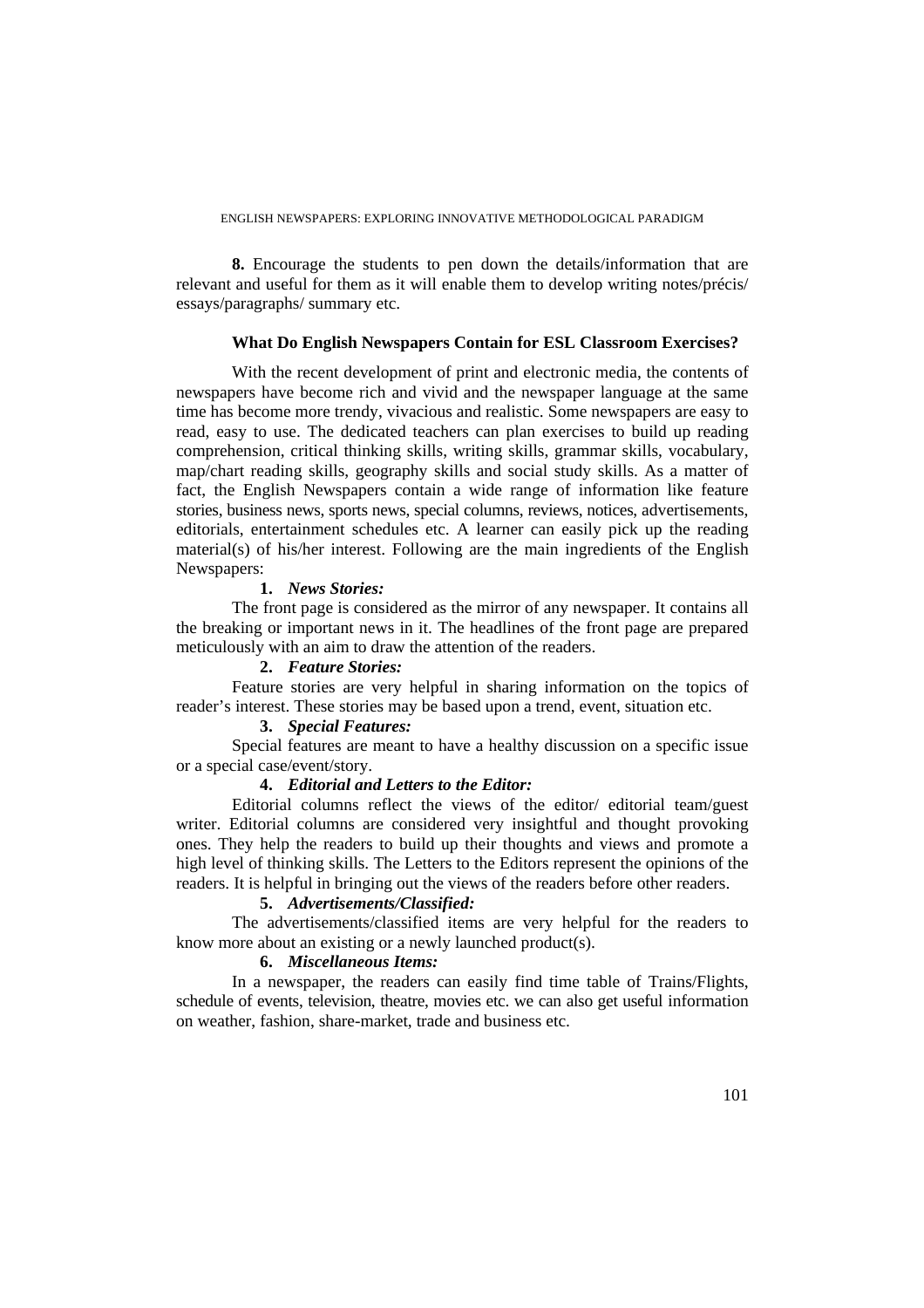**8.** Encourage the students to pen down the details/information that are relevant and useful for them as it will enable them to develop writing notes/précis/ essays/paragraphs/ summary etc.

### What Do English Newspapers Contain for ESL Classroom Exercises?

With the recent development of print and electronic media, the contents of newspapers have become rich and vivid and the newspaper language at the same time has become more trendy, vivacious and realistic. Some newspapers are easy to read, easy to use. The dedicated teachers can plan exercises to build up reading comprehension, critical thinking skills, writing skills, grammar skills, vocabulary, map/chart reading skills, geography skills and social study skills. As a matter of fact, the English Newspapers contain a wide range of information like feature stories, business news, sports news, special columns, reviews, notices, advertisements, editorials, entertainment schedules etc. A learner can easily pick up the reading material(s) of his/her interest. Following are the main ingredients of the English Newspapers:

**1.** ***News Stories:***

The front page is considered as the mirror of any newspaper. It contains all the breaking or important news in it. The headlines of the front page are prepared meticulously with an aim to draw the attention of the readers.

**2.** ***Feature Stories:***

Feature stories are very helpful in sharing information on the topics of reader's interest. These stories may be based upon a trend, event, situation etc.

**3.** ***Special Features:***

Special features are meant to have a healthy discussion on a specific issue or a special case/event/story.

**4.** ***Editorial and Letters to the Editor:***

Editorial columns reflect the views of the editor/ editorial team/guest writer. Editorial columns are considered very insightful and thought provoking ones. They help the readers to build up their thoughts and views and promote a high level of thinking skills. The Letters to the Editors represent the opinions of the readers. It is helpful in bringing out the views of the readers before other readers.

**5.** ***Advertisements/Classified:***

The advertisements/classified items are very helpful for the readers to know more about an existing or a newly launched product(s).

**6.** ***Miscellaneous Items:***

In a newspaper, the readers can easily find time table of Trains/Flights, schedule of events, television, theatre, movies etc. we can also get useful information on weather, fashion, share-market, trade and business etc.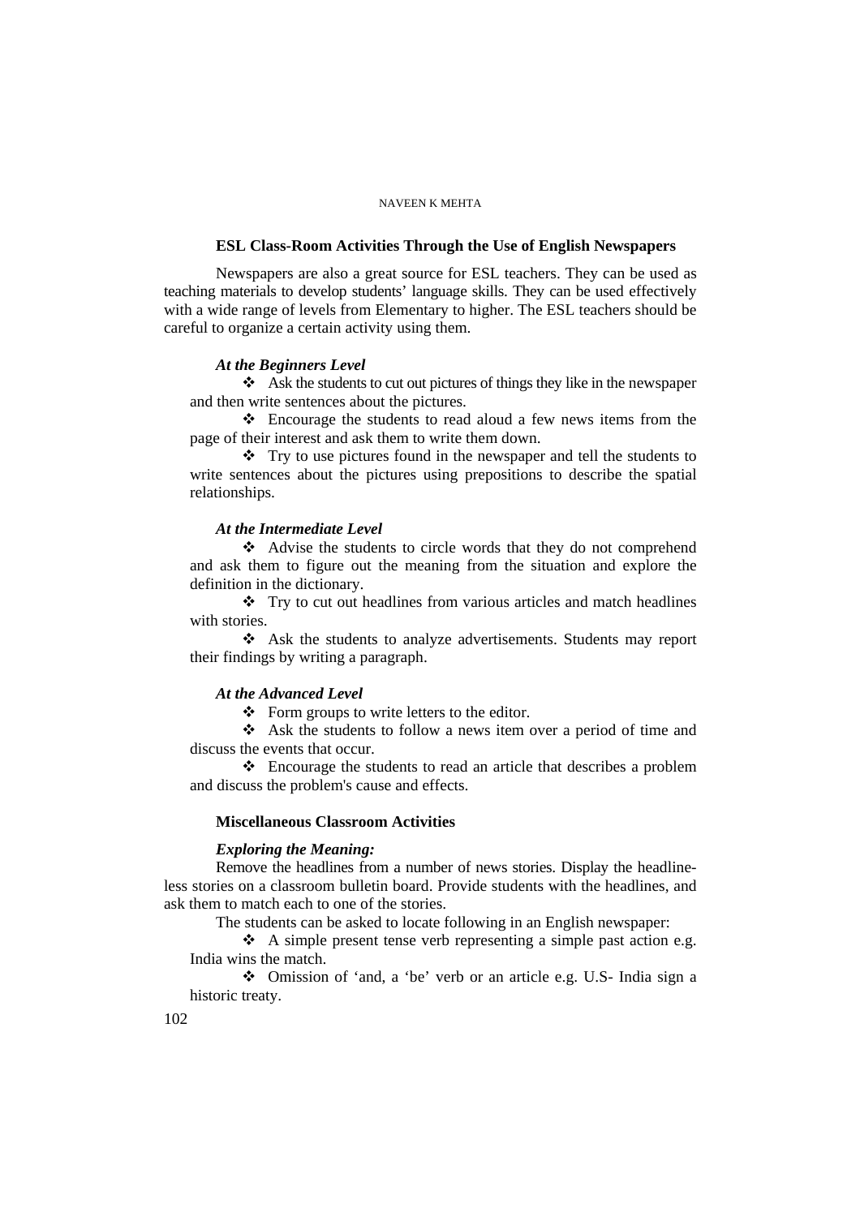**ESL Class-Room Activities Through the Use of English Newspapers**

Newspapers are also a great source for ESL teachers. They can be used as teaching materials to develop students' language skills. They can be used effectively with a wide range of levels from Elementary to higher. The ESL teachers should be careful to organize a certain activity using them.

***At the Beginners Level***

- Ask the students to cut out pictures of things they like in the newspaper and then write sentences about the pictures.
- Encourage the students to read aloud a few news items from the page of their interest and ask them to write them down.
- Try to use pictures found in the newspaper and tell the students to write sentences about the pictures using prepositions to describe the spatial relationships.

***At the Intermediate Level***

- Advise the students to circle words that they do not comprehend and ask them to figure out the meaning from the situation and explore the definition in the dictionary.
- Try to cut out headlines from various articles and match headlines with stories.
- Ask the students to analyze advertisements. Students may report their findings by writing a paragraph.

***At the Advanced Level***

- Form groups to write letters to the editor.
- Ask the students to follow a news item over a period of time and discuss the events that occur.
- Encourage the students to read an article that describes a problem and discuss the problem's cause and effects.

**Miscellaneous Classroom Activities**

***Exploring the Meaning:***

Remove the headlines from a number of news stories. Display the headline-less stories on a classroom bulletin board. Provide students with the headlines, and ask them to match each to one of the stories.

The students can be asked to locate following in an English newspaper:

- A simple present tense verb representing a simple past action e.g. India wins the match.
- Omission of 'and, a 'be' verb or an article e.g. U.S- India sign a historic treaty.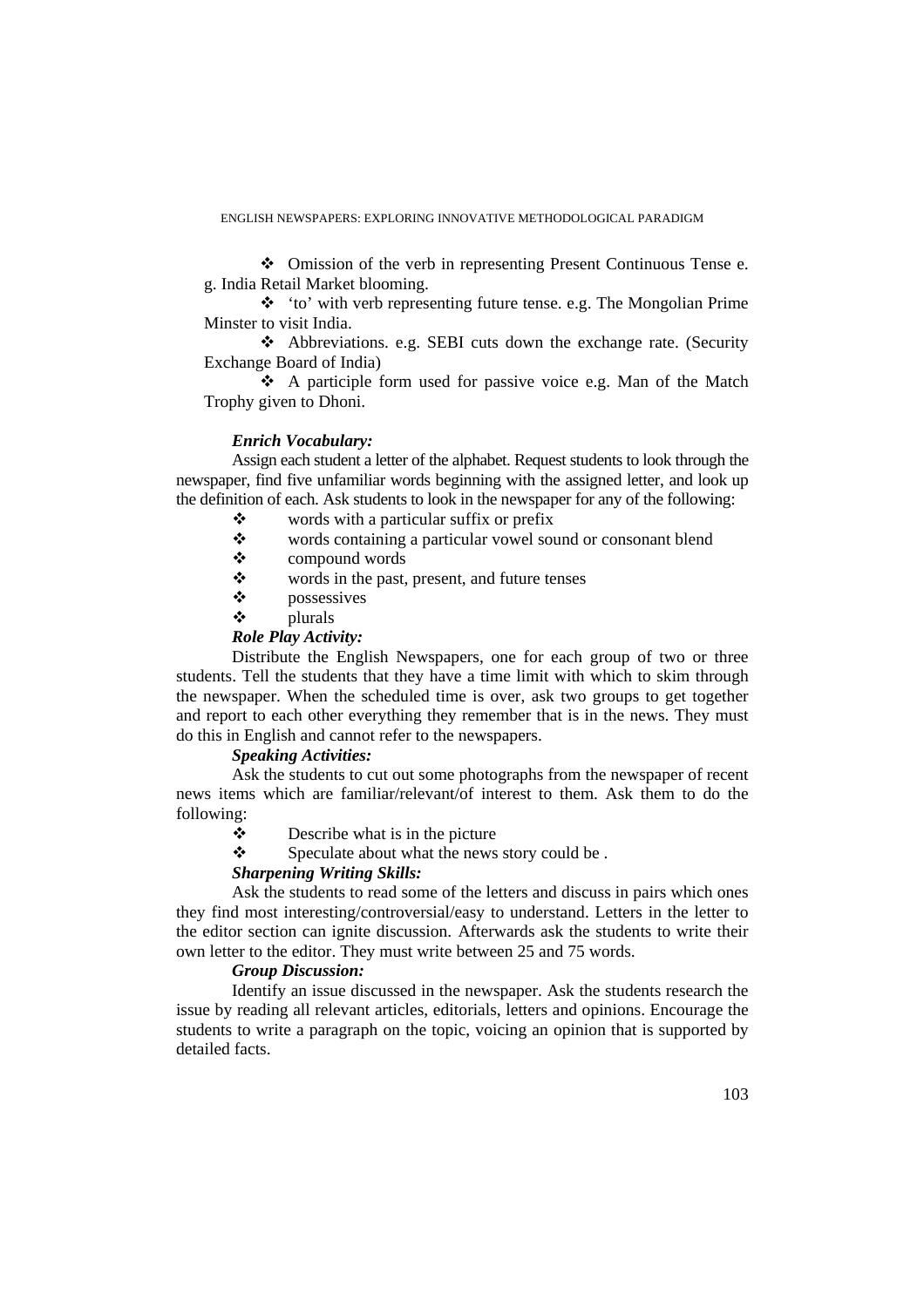- Omission of the verb in representing Present Continuous Tense e. g. India Retail Market blooming.
- 'to' with verb representing future tense. e.g. The Mongolian Prime Minster to visit India.
- Abbreviations. e.g. SEBI cuts down the exchange rate. (Security Exchange Board of India)
- A participle form used for passive voice e.g. Man of the Match Trophy given to Dhoni.

***Enrich Vocabulary:***

Assign each student a letter of the alphabet. Request students to look through the newspaper, find five unfamiliar words beginning with the assigned letter, and look up the definition of each. Ask students to look in the newspaper for any of the following:

- words with a particular suffix or prefix
- words containing a particular vowel sound or consonant blend
- compound words
- words in the past, present, and future tenses
- possessives
- plurals

***Role Play Activity:***

Distribute the English Newspapers, one for each group of two or three students. Tell the students that they have a time limit with which to skim through the newspaper. When the scheduled time is over, ask two groups to get together and report to each other everything they remember that is in the news. They must do this in English and cannot refer to the newspapers.

***Speaking Activities:***

Ask the students to cut out some photographs from the newspaper of recent news items which are familiar/relevant/of interest to them. Ask them to do the following:

- Describe what is in the picture
- Speculate about what the news story could be .

***Sharpening Writing Skills:***

Ask the students to read some of the letters and discuss in pairs which ones they find most interesting/controversial/easy to understand. Letters in the letter to the editor section can ignite discussion. Afterwards ask the students to write their own letter to the editor. They must write between 25 and 75 words.

***Group Discussion:***

Identify an issue discussed in the newspaper. Ask the students research the issue by reading all relevant articles, editorials, letters and opinions. Encourage the students to write a paragraph on the topic, voicing an opinion that is supported by detailed facts.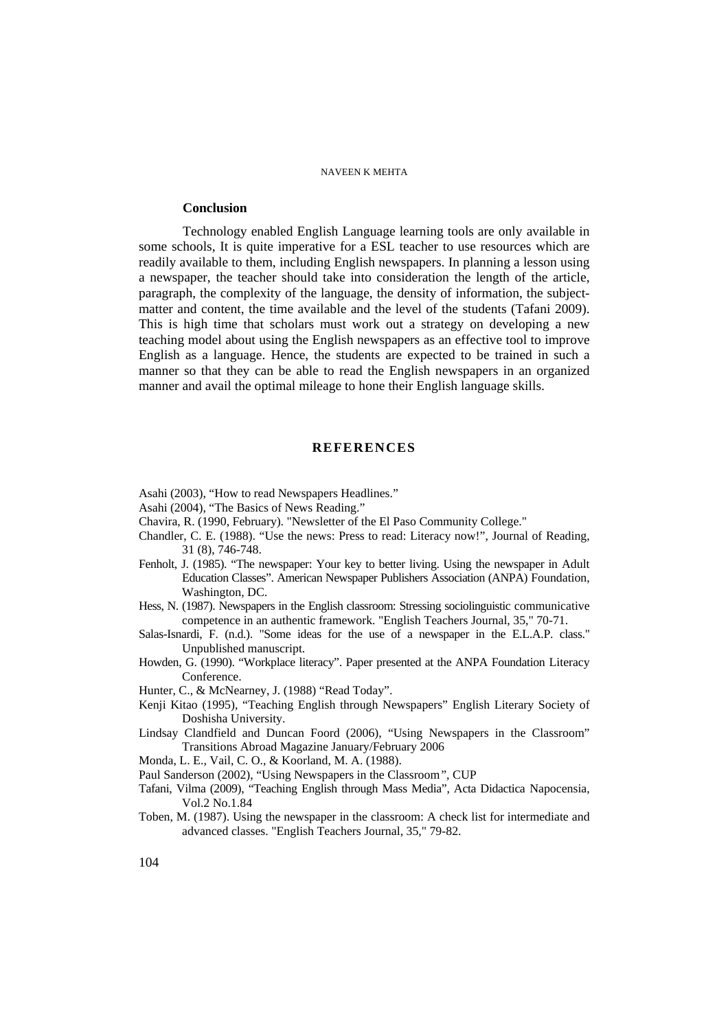## Conclusion

Technology enabled English Language learning tools are only available in some schools, It is quite imperative for a ESL teacher to use resources which are readily available to them, including English newspapers. In planning a lesson using a newspaper, the teacher should take into consideration the length of the article, paragraph, the complexity of the language, the density of information, the subject-matter and content, the time available and the level of the students (Tafani 2009). This is high time that scholars must work out a strategy on developing a new teaching model about using the English newspapers as an effective tool to improve English as a language. Hence, the students are expected to be trained in such a manner so that they can be able to read the English newspapers in an organized manner and avail the optimal mileage to hone their English language skills.

## REFERENCES

Asahi (2003), "How to read Newspapers Headlines."

Asahi (2004), "The Basics of News Reading."

Chavira, R. (1990, February). "Newsletter of the El Paso Community College."

Chandler, C. E. (1988). "Use the news: Press to read: Literacy now!", Journal of Reading, 31 (8), 746-748.

Fenholt, J. (1985). "The newspaper: Your key to better living. Using the newspaper in Adult Education Classes". American Newspaper Publishers Association (ANPA) Foundation, Washington, DC.

Hess, N. (1987). Newspapers in the English classroom: Stressing sociolinguistic communicative competence in an authentic framework. "English Teachers Journal, 35," 70-71.

Salas-Isnardi, F. (n.d.). "Some ideas for the use of a newspaper in the E.L.A.P. class." Unpublished manuscript.

Howden, G. (1990). "Workplace literacy". Paper presented at the ANPA Foundation Literacy Conference.

Hunter, C., & McNearney, J. (1988) "Read Today".

Kenji Kitao (1995), "Teaching English through Newspapers" English Literary Society of Doshisha University.

Lindsay Clandfield and Duncan Foord (2006), "Using Newspapers in the Classroom" Transitions Abroad Magazine January/February 2006

Monda, L. E., Vail, C. O., & Koorland, M. A. (1988).

Paul Sanderson (2002), "Using Newspapers in the Classroom", CUP

Tafani, Vilma (2009), "Teaching English through Mass Media", Acta Didactica Napocensia, Vol.2 No.1.84

Toben, M. (1987). Using the newspaper in the classroom: A check list for intermediate and advanced classes. "English Teachers Journal, 35," 79-82.